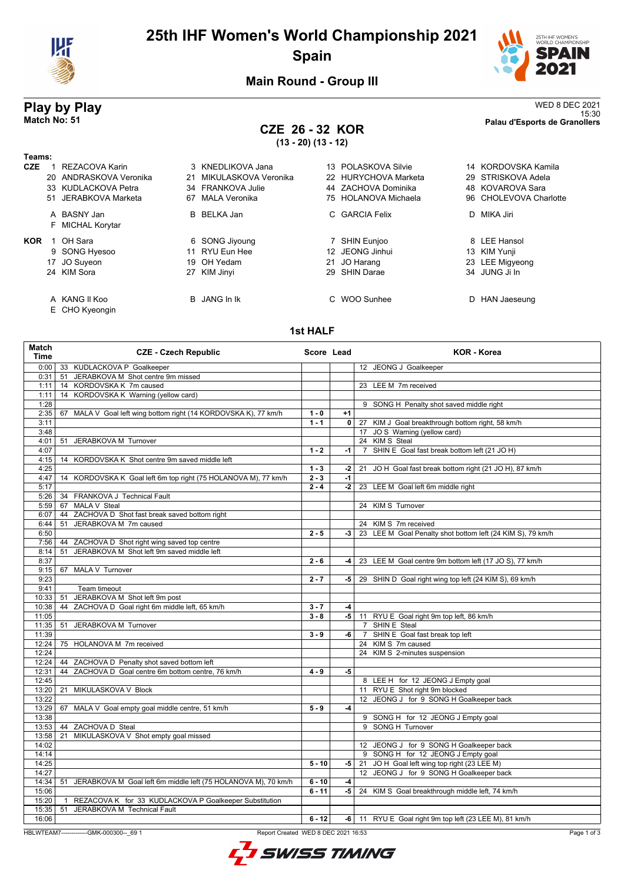# 25th IHF Women's World Championship 2021

## Spain

### Main Round - Group III

## Play by Play

**Match No: 51**

WED 8 DEC 2021
15:30
**Palau d'Esports de Granollers**

## CZE 26 - 32 KOR

**(13 - 20) (13 - 12)**

**Teams:**

| | | | | |
|---|---|---|---|---|
| **CZE** | 1 REZACOVA Karin | 3 KNEDLIKOVA Jana | 13 POLASKOVA Silvie | 14 KORDOVSKA Kamila |
| | 20 ANDRASKOVA Veronika | 21 MIKULASKOVA Veronika | 22 HURYCHOVA Marketa | 29 STRISKOVA Adela |
| | 33 KUDLACKOVA Petra | 34 FRANKOVA Julie | 44 ZACHOVA Dominika | 48 KOVAROVA Sara |
| | 51 JERABKOVA Marketa | 67 MALA Veronika | 75 HOLANOVA Michaela | 96 CHOLEVOVA Charlotte |
| | A BASNY Jan | B BELKA Jan | C GARCIA Felix | D MIKA Jiri |
| | F MICHAL Korytar | | | |
| **KOR** | 1 OH Sara | 6 SONG Jiyoung | 7 SHIN Eunjoo | 8 LEE Hansol |
| | 9 SONG Hyesoo | 11 RYU Eun Hee | 12 JEONG Jinhui | 13 KIM Yunji |
| | 17 JO Suyeon | 19 OH Yedam | 21 JO Harang | 23 LEE Migyeong |
| | 24 KIM Sora | 27 KIM Jinyi | 29 SHIN Darae | 34 JUNG Ji In |
| | A KANG Il Koo | B JANG In Ik | C WOO Sunhee | D HAN Jaeseung |
| | E CHO Kyeongin | | | |

### 1st HALF

| Match Time | CZE - Czech Republic | Score | Lead | KOR - Korea |
|---|---|---|---|---|
| 0:00 | 33 KUDLACKOVA P Goalkeeper | | | 12 JEONG J Goalkeeper |
| 0:31 | 51 JERABKOVA M Shot centre 9m missed | | | |
| 1:11 | 14 KORDOVSKA K 7m caused | | | 23 LEE M 7m received |
| 1:11 | 14 KORDOVSKA K Warning (yellow card) | | | |
| 1:28 | | | | 9 SONG H Penalty shot saved middle right |
| 2:35 | 67 MALA V Goal left wing bottom right (14 KORDOVSKA K), 77 km/h | 1 - 0 | +1 | |
| 3:11 | | 1 - 1 | 0 | 27 KIM J Goal breakthrough bottom right, 58 km/h |
| 3:48 | | | | 17 JO S Warning (yellow card) |
| 4:01 | 51 JERABKOVA M Turnover | | | 24 KIM S Steal |
| 4:07 | | 1 - 2 | -1 | 7 SHIN E Goal fast break bottom left (21 JO H) |
| 4:15 | 14 KORDOVSKA K Shot centre 9m saved middle left | | | |
| 4:25 | | 1 - 3 | -2 | 21 JO H Goal fast break bottom right (21 JO H), 87 km/h |
| 4:47 | 14 KORDOVSKA K Goal left 6m top right (75 HOLANOVA M), 77 km/h | 2 - 3 | -1 | |
| 5:17 | | 2 - 4 | -2 | 23 LEE M Goal left 6m middle right |
| 5:26 | 34 FRANKOVA J Technical Fault | | | |
| 5:59 | 67 MALA V Steal | | | 24 KIM S Turnover |
| 6:07 | 44 ZACHOVA D Shot fast break saved bottom right | | | |
| 6:44 | 51 JERABKOVA M 7m caused | | | 24 KIM S 7m received |
| 6:50 | | 2 - 5 | -3 | 23 LEE M Goal Penalty shot bottom left (24 KIM S), 79 km/h |
| 7:56 | 44 ZACHOVA D Shot right wing saved top centre | | | |
| 8:14 | 51 JERABKOVA M Shot left 9m saved middle left | | | |
| 8:37 | | 2 - 6 | -4 | 23 LEE M Goal centre 9m bottom left (17 JO S), 77 km/h |
| 9:15 | 67 MALA V Turnover | | | |
| 9:23 | | 2 - 7 | -5 | 29 SHIN D Goal right wing top left (24 KIM S), 69 km/h |
| 9:41 | Team timeout | | | |
| 10:33 | 51 JERABKOVA M Shot left 9m post | | | |
| 10:38 | 44 ZACHOVA D Goal right 6m middle left, 65 km/h | 3 - 7 | -4 | |
| 11:05 | | 3 - 8 | -5 | 11 RYU E Goal right 9m top left, 86 km/h |
| 11:35 | 51 JERABKOVA M Turnover | | | 7 SHIN E Steal |
| 11:39 | | 3 - 9 | -6 | 7 SHIN E Goal fast break top left |
| 12:24 | 75 HOLANOVA M 7m received | | | 24 KIM S 7m caused |
| 12:24 | | | | 24 KIM S 2-minutes suspension |
| 12:24 | 44 ZACHOVA D Penalty shot saved bottom left | | | |
| 12:31 | 44 ZACHOVA D Goal centre 6m bottom centre, 76 km/h | 4 - 9 | -5 | |
| 12:45 | | | | 8 LEE H for 12 JEONG J Empty goal |
| 13:20 | 21 MIKULASKOVA V Block | | | 11 RYU E Shot right 9m blocked |
| 13:22 | | | | 12 JEONG J for 9 SONG H Goalkeeper back |
| 13:29 | 67 MALA V Goal empty goal middle centre, 51 km/h | 5 - 9 | -4 | |
| 13:38 | | | | 9 SONG H for 12 JEONG J Empty goal |
| 13:53 | 44 ZACHOVA D Steal | | | 9 SONG H Turnover |
| 13:58 | 21 MIKULASKOVA V Shot empty goal missed | | | |
| 14:02 | | | | 12 JEONG J for 9 SONG H Goalkeeper back |
| 14:14 | | | | 9 SONG H for 12 JEONG J Empty goal |
| 14:25 | | 5 - 10 | -5 | 21 JO H Goal left wing top right (23 LEE M) |
| 14:27 | | | | 12 JEONG J for 9 SONG H Goalkeeper back |
| 14:34 | 51 JERABKOVA M Goal left 6m middle left (75 HOLANOVA M), 70 km/h | 6 - 10 | -4 | |
| 15:06 | | 6 - 11 | -5 | 24 KIM S Goal breakthrough middle left, 74 km/h |
| 15:20 | 1 REZACOVA K for 33 KUDLACKOVA P Goalkeeper Substitution | | | |
| 15:35 | 51 JERABKOVA M Technical Fault | | | |
| 16:06 | | 6 - 12 | -6 | 11 RYU E Goal right 9m top left (23 LEE M), 81 km/h |

HBLWTEAM7-------------GMK-000300--_69 1 Report Created WED 8 DEC 2021 16:53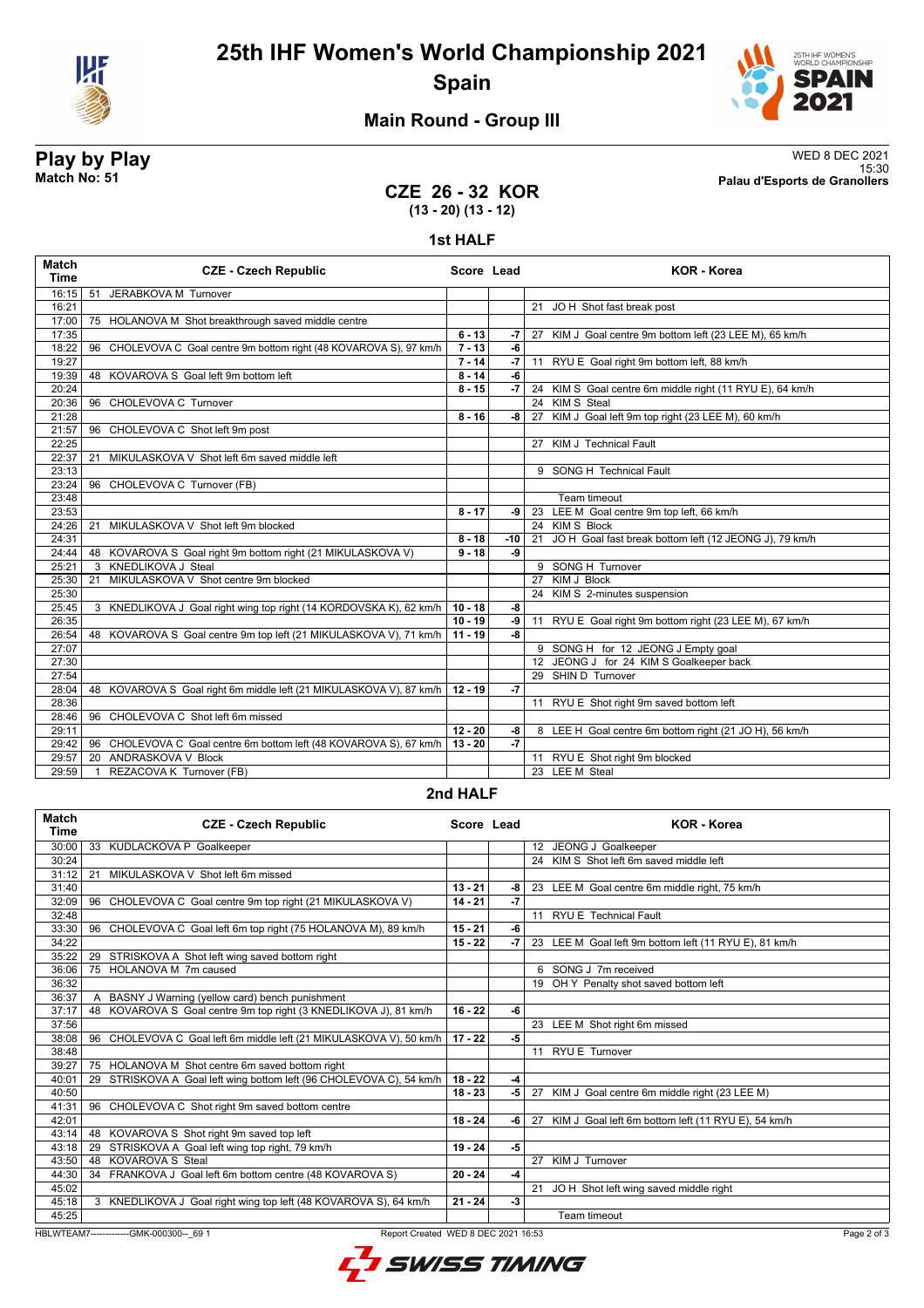# 25th IHF Women's World Championship 2021

## Spain

### Main Round - Group III

**Play by Play**
**Match No: 51**

WED 8 DEC 2021
15:30
**Palau d'Esports de Granollers**

## CZE 26 - 32 KOR

**(13 - 20) (13 - 12)**

### 1st HALF

| Match Time | CZE - Czech Republic | Score | Lead | KOR - Korea |
|---|---|---|---|---|
| 16:15 | 51 JERABKOVA M Turnover | | | |
| 16:21 | | | | 21 JO H Shot fast break post |
| 17:00 | 75 HOLANOVA M Shot breakthrough saved middle centre | | | |
| 17:35 | | 6 - 13 | -7 | 27 KIM J Goal centre 9m bottom left (23 LEE M), 65 km/h |
| 18:22 | 96 CHOLEVOVA C Goal centre 9m bottom right (48 KOVAROVA S), 97 km/h | 7 - 13 | -6 | |
| 19:27 | | 7 - 14 | -7 | 11 RYU E Goal right 9m bottom left, 88 km/h |
| 19:39 | 48 KOVAROVA S Goal left 9m bottom left | 8 - 14 | -6 | |
| 20:24 | | 8 - 15 | -7 | 24 KIM S Goal centre 6m middle right (11 RYU E), 64 km/h |
| 20:36 | 96 CHOLEVOVA C Turnover | | | 24 KIM S Steal |
| 21:28 | | 8 - 16 | -8 | 27 KIM J Goal left 9m top right (23 LEE M), 60 km/h |
| 21:57 | 96 CHOLEVOVA C Shot left 9m post | | | |
| 22:25 | | | | 27 KIM J Technical Fault |
| 22:37 | 21 MIKULASKOVA V Shot left 6m saved middle left | | | |
| 23:13 | | | | 9 SONG H Technical Fault |
| 23:24 | 96 CHOLEVOVA C Turnover (FB) | | | |
| 23:48 | | | | Team timeout |
| 23:53 | | 8 - 17 | -9 | 23 LEE M Goal centre 9m top left, 66 km/h |
| 24:26 | 21 MIKULASKOVA V Shot left 9m blocked | | | 24 KIM S Block |
| 24:31 | | 8 - 18 | -10 | 21 JO H Goal fast break bottom left (12 JEONG J), 79 km/h |
| 24:44 | 48 KOVAROVA S Goal right 9m bottom right (21 MIKULASKOVA V) | 9 - 18 | -9 | |
| 25:21 | 3 KNEDLIKOVA J Steal | | | 9 SONG H Turnover |
| 25:30 | 21 MIKULASKOVA V Shot centre 9m blocked | | | 27 KIM J Block |
| 25:30 | | | | 24 KIM S 2-minutes suspension |
| 25:45 | 3 KNEDLIKOVA J Goal right wing top right (14 KORDOVSKA K), 62 km/h | 10 - 18 | -8 | |
| 26:35 | | 10 - 19 | -9 | 11 RYU E Goal right 9m bottom right (23 LEE M), 67 km/h |
| 26:54 | 48 KOVAROVA S Goal centre 9m top left (21 MIKULASKOVA V), 71 km/h | 11 - 19 | -8 | |
| 27:07 | | | | 9 SONG H for 12 JEONG J Empty goal |
| 27:30 | | | | 12 JEONG J for 24 KIM S Goalkeeper back |
| 27:54 | | | | 29 SHIN D Turnover |
| 28:04 | 48 KOVAROVA S Goal right 6m middle left (21 MIKULASKOVA V), 87 km/h | 12 - 19 | -7 | |
| 28:36 | | | | 11 RYU E Shot right 9m saved bottom left |
| 28:46 | 96 CHOLEVOVA C Shot left 6m missed | | | |
| 29:11 | | 12 - 20 | -8 | 8 LEE H Goal centre 6m bottom right (21 JO H), 56 km/h |
| 29:42 | 96 CHOLEVOVA C Goal centre 6m bottom left (48 KOVAROVA S), 67 km/h | 13 - 20 | -7 | |
| 29:57 | 20 ANDRASKOVA V Block | | | 11 RYU E Shot right 9m blocked |
| 29:59 | 1 REZACOVA K Turnover (FB) | | | 23 LEE M Steal |

### 2nd HALF

| Match Time | CZE - Czech Republic | Score | Lead | KOR - Korea |
|---|---|---|---|---|
| 30:00 | 33 KUDLACKOVA P Goalkeeper | | | 12 JEONG J Goalkeeper |
| 30:24 | | | | 24 KIM S Shot left 6m saved middle left |
| 31:12 | 21 MIKULASKOVA V Shot left 6m missed | | | |
| 31:40 | | 13 - 21 | -8 | 23 LEE M Goal centre 6m middle right, 75 km/h |
| 32:09 | 96 CHOLEVOVA C Goal centre 9m top right (21 MIKULASKOVA V) | 14 - 21 | -7 | |
| 32:48 | | | | 11 RYU E Technical Fault |
| 33:30 | 96 CHOLEVOVA C Goal left 6m top right (75 HOLANOVA M), 89 km/h | 15 - 21 | -6 | |
| 34:22 | | 15 - 22 | -7 | 23 LEE M Goal left 9m bottom left (11 RYU E), 81 km/h |
| 35:22 | 29 STRISKOVA A Shot left wing saved bottom right | | | |
| 36:06 | 75 HOLANOVA M 7m caused | | | 6 SONG J 7m received |
| 36:32 | | | | 19 OH Y Penalty shot saved bottom left |
| 36:37 | A BASNY J Warning (yellow card) bench punishment | | | |
| 37:17 | 48 KOVAROVA S Goal centre 9m top right (3 KNEDLIKOVA J), 81 km/h | 16 - 22 | -6 | |
| 37:56 | | | | 23 LEE M Shot right 6m missed |
| 38:08 | 96 CHOLEVOVA C Goal left 6m middle left (21 MIKULASKOVA V), 50 km/h | 17 - 22 | -5 | |
| 38:48 | | | | 11 RYU E Turnover |
| 39:27 | 75 HOLANOVA M Shot centre 6m saved bottom right | | | |
| 40:01 | 29 STRISKOVA A Goal left wing bottom left (96 CHOLEVOVA C), 54 km/h | 18 - 22 | -4 | |
| 40:50 | | 18 - 23 | -5 | 27 KIM J Goal centre 6m middle right (23 LEE M) |
| 41:31 | 96 CHOLEVOVA C Shot right 9m saved bottom centre | | | |
| 42:01 | | 18 - 24 | -6 | 27 KIM J Goal left 6m bottom left (11 RYU E), 54 km/h |
| 43:14 | 48 KOVAROVA S Shot right 9m saved top left | | | |
| 43:18 | 29 STRISKOVA A Goal left wing top right, 79 km/h | 19 - 24 | -5 | |
| 43:50 | 48 KOVAROVA S Steal | | | 27 KIM J Turnover |
| 44:30 | 34 FRANKOVA J Goal left 6m bottom centre (48 KOVAROVA S) | 20 - 24 | -4 | |
| 45:02 | | | | 21 JO H Shot left wing saved middle right |
| 45:18 | 3 KNEDLIKOVA J Goal right wing top left (48 KOVAROVA S), 64 km/h | 21 - 24 | -3 | |
| 45:25 | | | | Team timeout |

HBLWTEAM7-------------GMK-000300--_69 1 Report Created WED 8 DEC 2021 16:53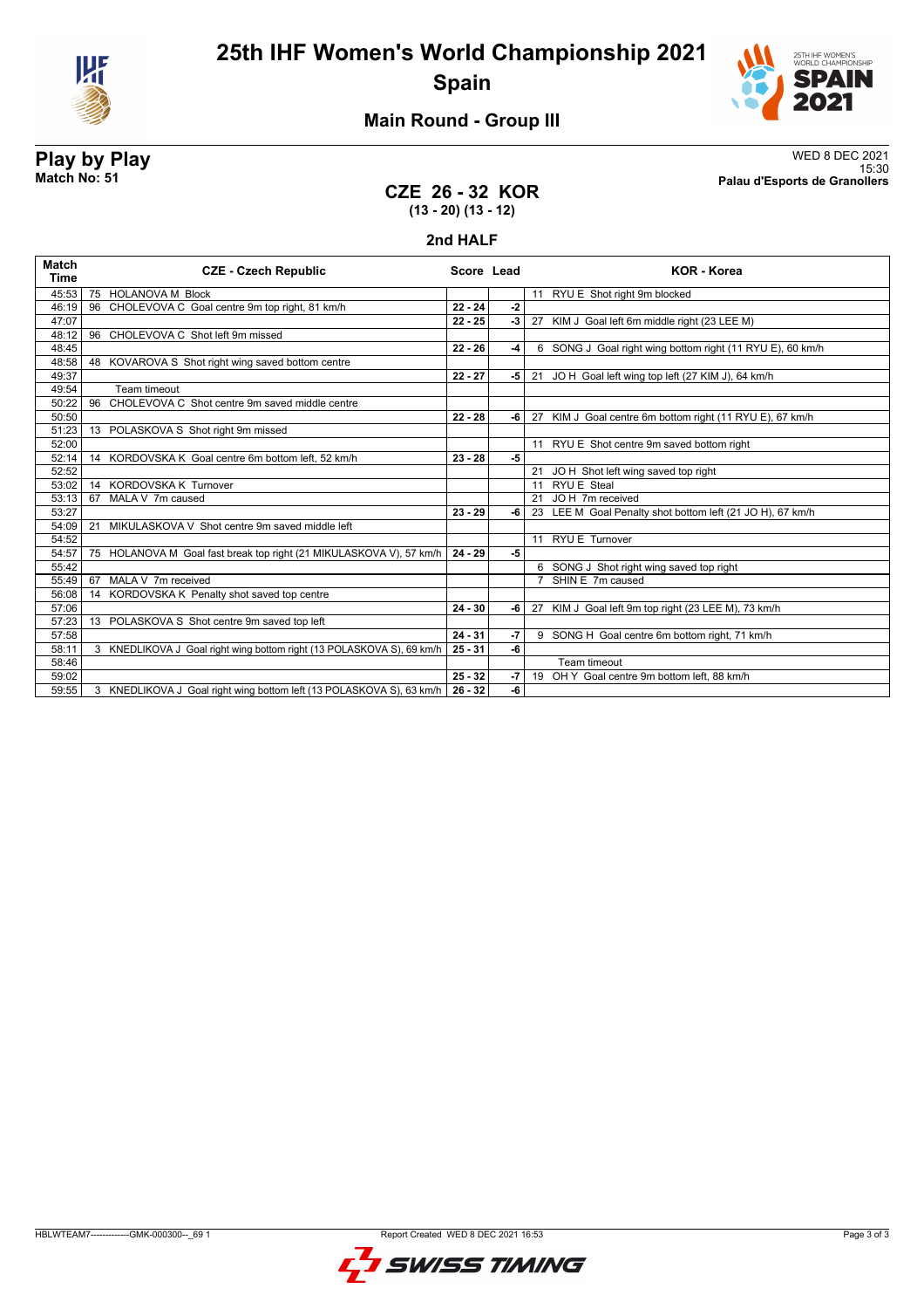# 25th IHF Women's World Championship 2021

## Spain

### Main Round - Group III

**Play by Play**
**Match No: 51**

WED 8 DEC 2021
15:30
**Palau d'Esports de Granollers**

## CZE 26 - 32 KOR
**(13 - 20) (13 - 12)**

### 2nd HALF

| Match Time | CZE - Czech Republic | Score | Lead | KOR - Korea |
|---|---|---|---|---|
| 45:53 | 75 HOLANOVA M Block | | | 11 RYU E Shot right 9m blocked |
| 46:19 | 96 CHOLEVOVA C Goal centre 9m top right, 81 km/h | 22 - 24 | -2 | |
| 47:07 | | 22 - 25 | -3 | 27 KIM J Goal left 6m middle right (23 LEE M) |
| 48:12 | 96 CHOLEVOVA C Shot left 9m missed | | | |
| 48:45 | | 22 - 26 | -4 | 6 SONG J Goal right wing bottom right (11 RYU E), 60 km/h |
| 48:58 | 48 KOVAROVA S Shot right wing saved bottom centre | | | |
| 49:37 | | 22 - 27 | -5 | 21 JO H Goal left wing top left (27 KIM J), 64 km/h |
| 49:54 | Team timeout | | | |
| 50:22 | 96 CHOLEVOVA C Shot centre 9m saved middle centre | | | |
| 50:50 | | 22 - 28 | -6 | 27 KIM J Goal centre 6m bottom right (11 RYU E), 67 km/h |
| 51:23 | 13 POLASKOVA S Shot right 9m missed | | | |
| 52:00 | | | | 11 RYU E Shot centre 9m saved bottom right |
| 52:14 | 14 KORDOVSKA K Goal centre 6m bottom left, 52 km/h | 23 - 28 | -5 | |
| 52:52 | | | | 21 JO H Shot left wing saved top right |
| 53:02 | 14 KORDOVSKA K Turnover | | | 11 RYU E Steal |
| 53:13 | 67 MALA V 7m caused | | | 21 JO H 7m received |
| 53:27 | | 23 - 29 | -6 | 23 LEE M Goal Penalty shot bottom left (21 JO H), 67 km/h |
| 54:09 | 21 MIKULASKOVA V Shot centre 9m saved middle left | | | |
| 54:52 | | | | 11 RYU E Turnover |
| 54:57 | 75 HOLANOVA M Goal fast break top right (21 MIKULASKOVA V), 57 km/h | 24 - 29 | -5 | |
| 55:42 | | | | 6 SONG J Shot right wing saved top right |
| 55:49 | 67 MALA V 7m received | | | 7 SHIN E 7m caused |
| 56:08 | 14 KORDOVSKA K Penalty shot saved top centre | | | |
| 57:06 | | 24 - 30 | -6 | 27 KIM J Goal left 9m top right (23 LEE M), 73 km/h |
| 57:23 | 13 POLASKOVA S Shot centre 9m saved top left | | | |
| 57:58 | | 24 - 31 | -7 | 9 SONG H Goal centre 6m bottom right, 71 km/h |
| 58:11 | 3 KNEDLIKOVA J Goal right wing bottom right (13 POLASKOVA S), 69 km/h | 25 - 31 | -6 | |
| 58:46 | | | | Team timeout |
| 59:02 | | 25 - 32 | -7 | 19 OH Y Goal centre 9m bottom left, 88 km/h |
| 59:55 | 3 KNEDLIKOVA J Goal right wing bottom left (13 POLASKOVA S), 63 km/h | 26 - 32 | -6 | |

HBLWTEAM7-------------GMK-000300--_69 1 Report Created WED 8 DEC 2021 16:53